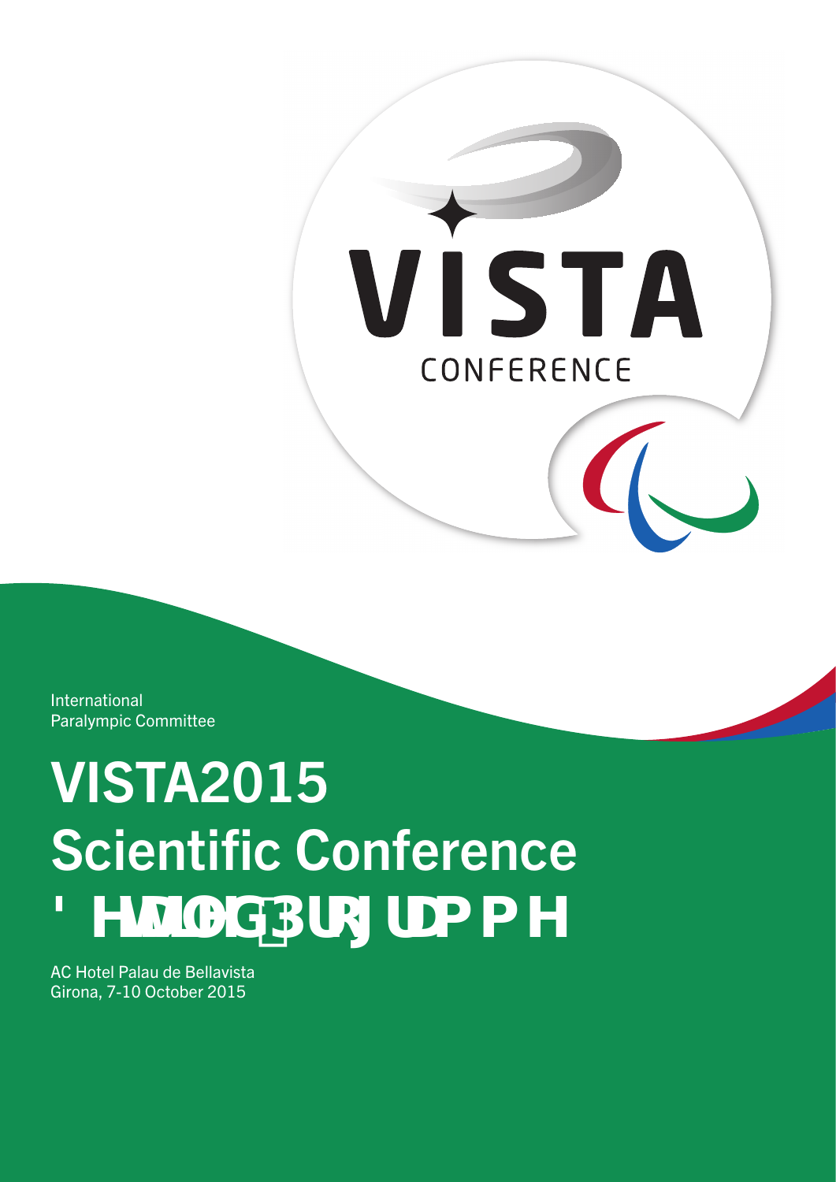VISTA

CONFERENCE

International
Paralympic Committee

# VISTA2015
# Scientific Conference
# ' HWDLOHG 3URJUDPPH

AC Hotel Palau de Bellavista
Girona, 7-10 October 2015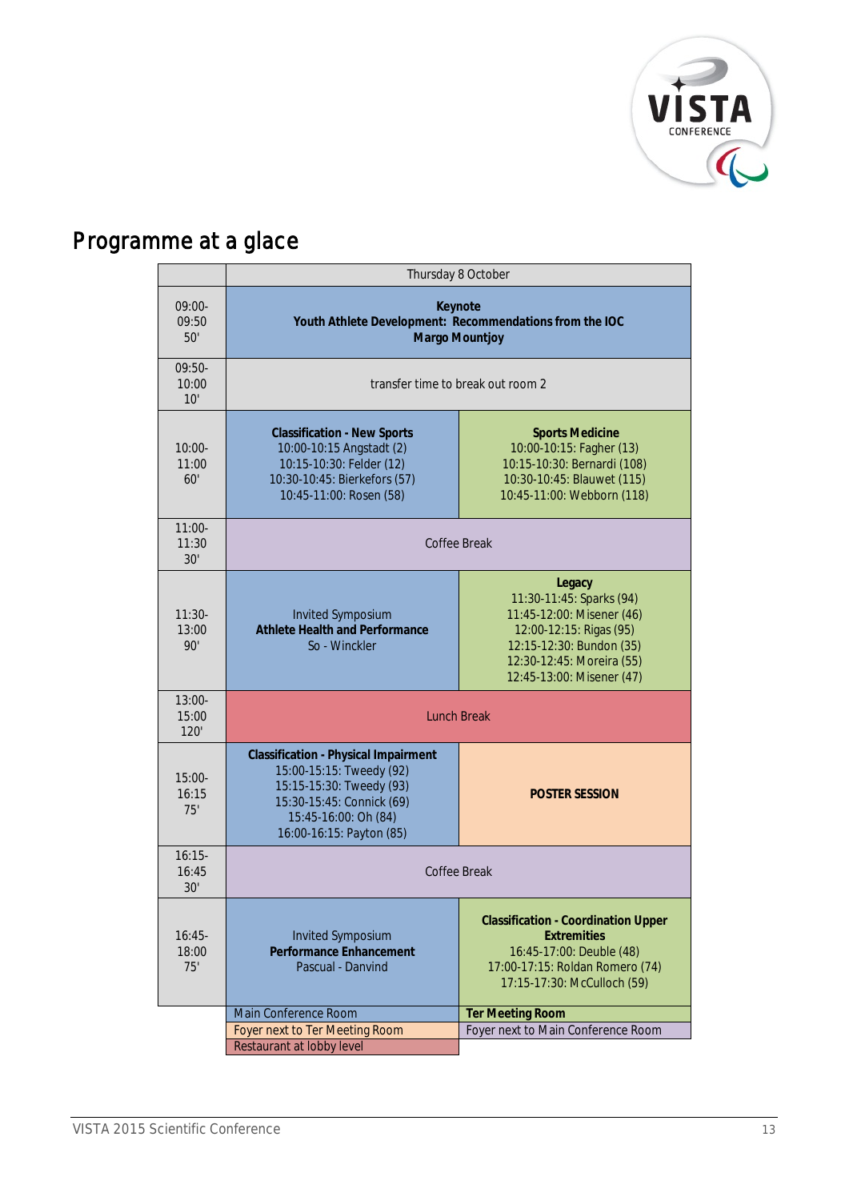# Programme at a glace

| | Thursday 8 October | |
|---|---|---|
| 09:00-09:50 50' | **Keynote** **Youth Athlete Development: Recommendations from the IOC** **Margo Mountjoy** | |
| 09:50-10:00 10' | transfer time to break out room 2 | |
| 10:00-11:00 60' | **Classification - New Sports** 10:00-10:15 Angstadt (2) 10:15-10:30: Felder (12) 10:30-10:45: Bierkefors (57) 10:45-11:00: Rosen (58) | **Sports Medicine** 10:00-10:15: Fagher (13) 10:15-10:30: Bernardi (108) 10:30-10:45: Blauwet (115) 10:45-11:00: Webborn (118) |
| 11:00-11:30 30' | Coffee Break | |
| 11:30-13:00 90' | Invited Symposium **Athlete Health and Performance** So - Winckler | **Legacy** 11:30-11:45: Sparks (94) 11:45-12:00: Misener (46) 12:00-12:15: Rigas (95) 12:15-12:30: Bundon (35) 12:30-12:45: Moreira (55) 12:45-13:00: Misener (47) |
| 13:00-15:00 120' | Lunch Break | |
| 15:00-16:15 75' | **Classification - Physical Impairment** 15:00-15:15: Tweedy (92) 15:15-15:30: Tweedy (93) 15:30-15:45: Connick (69) 15:45-16:00: Oh (84) 16:00-16:15: Payton (85) | **POSTER SESSION** |
| 16:15-16:45 30' | Coffee Break | |
| 16:45-18:00 75' | Invited Symposium **Performance Enhancement** Pascual - Danvind | **Classification - Coordination Upper Extremities** 16:45-17:00: Deuble (48) 17:00-17:15: Roldan Romero (74) 17:15-17:30: McCulloch (59) |

| Legend | |
|---|---|
| Main Conference Room | **Ter Meeting Room** |
| Foyer next to Ter Meeting Room | Foyer next to Main Conference Room |
| Restaurant at lobby level | |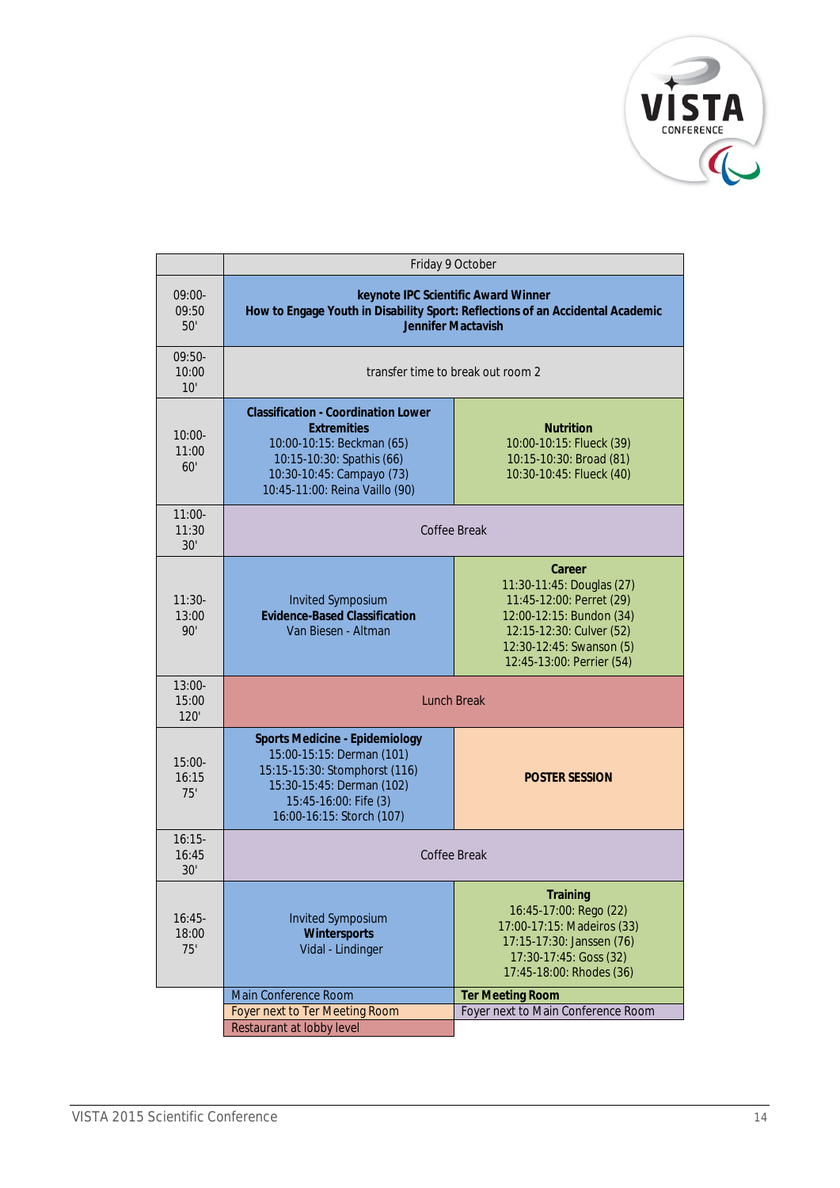| | Friday 9 October | |
|---|---|---|
| 09:00-09:50 50' | **keynote IPC Scientific Award Winner** **How to Engage Youth in Disability Sport: Reflections of an Accidental Academic** **Jennifer Mactavish** | |
| 09:50-10:00 10' | transfer time to break out room 2 | |
| 10:00-11:00 60' | **Classification - Coordination Lower Extremities** 10:00-10:15: Beckman (65) 10:15-10:30: Spathis (66) 10:30-10:45: Campayo (73) 10:45-11:00: Reina Vaillo (90) | **Nutrition** 10:00-10:15: Flueck (39) 10:15-10:30: Broad (81) 10:30-10:45: Flueck (40) |
| 11:00-11:30 30' | Coffee Break | |
| 11:30-13:00 90' | Invited Symposium **Evidence-Based Classification** Van Biesen - Altman | **Career** 11:30-11:45: Douglas (27) 11:45-12:00: Perret (29) 12:00-12:15: Bundon (34) 12:15-12:30: Culver (52) 12:30-12:45: Swanson (5) 12:45-13:00: Perrier (54) |
| 13:00-15:00 120' | Lunch Break | |
| 15:00-16:15 75' | **Sports Medicine - Epidemiology** 15:00-15:15: Derman (101) 15:15-15:30: Stomphorst (116) 15:30-15:45: Derman (102) 15:45-16:00: Fife (3) 16:00-16:15: Storch (107) | **POSTER SESSION** |
| 16:15-16:45 30' | Coffee Break | |
| 16:45-18:00 75' | Invited Symposium **Wintersports** Vidal - Lindinger | **Training** 16:45-17:00: Rego (22) 17:00-17:15: Madeiros (33) 17:15-17:30: Janssen (76) 17:30-17:45: Goss (32) 17:45-18:00: Rhodes (36) |
| | Main Conference Room | **Ter Meeting Room** |
| | Foyer next to Ter Meeting Room | Foyer next to Main Conference Room |
| | Restaurant at lobby level | |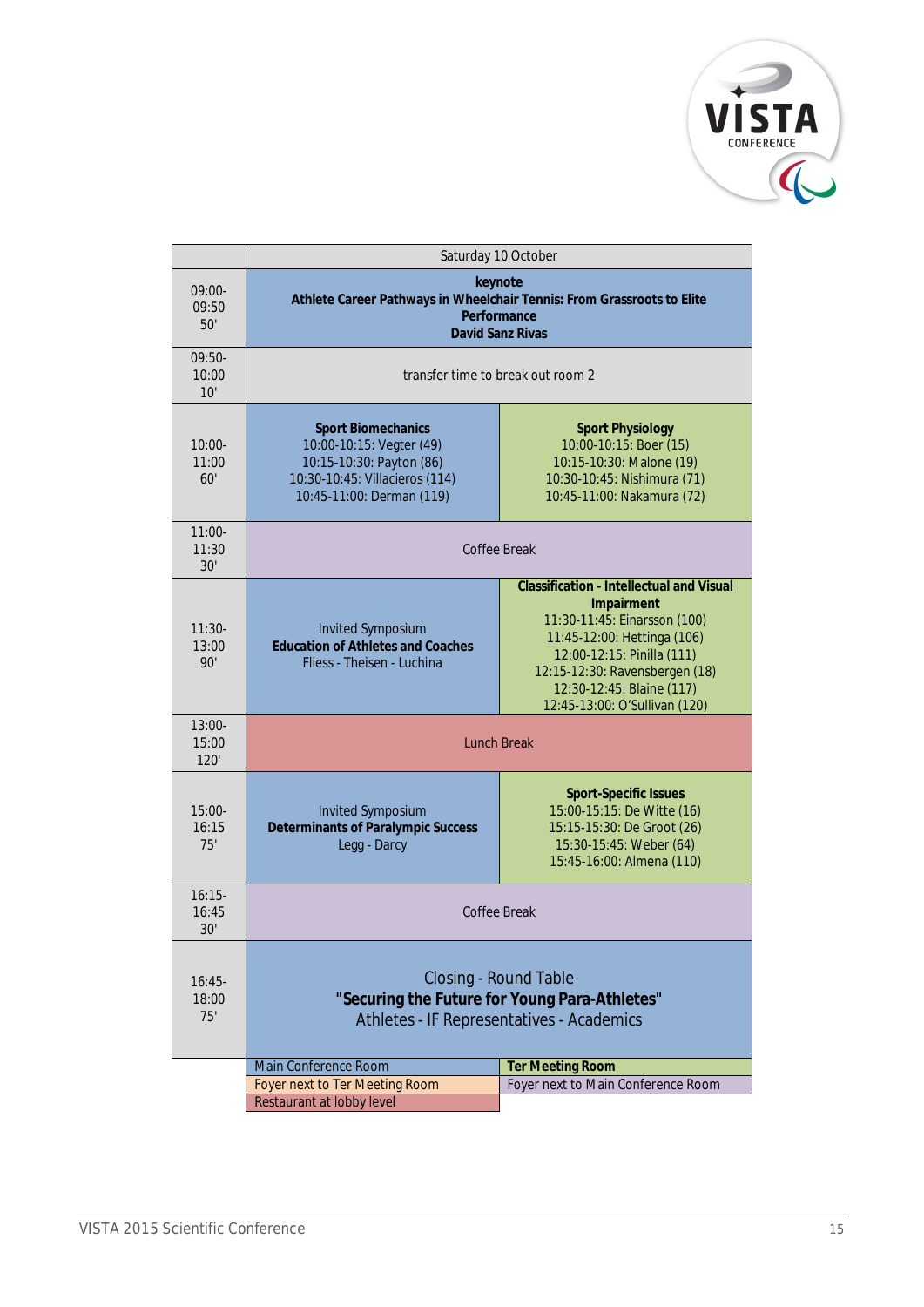| | Saturday 10 October | |
|---|---|---|
| 09:00-09:50 50' | **keynote** **Athlete Career Pathways in Wheelchair Tennis: From Grassroots to Elite Performance** **David Sanz Rivas** | |
| 09:50-10:00 10' | transfer time to break out room 2 | |
| 10:00-11:00 60' | **Sport Biomechanics** 10:00-10:15: Vegter (49) 10:15-10:30: Payton (86) 10:30-10:45: Villacieros (114) 10:45-11:00: Derman (119) | **Sport Physiology** 10:00-10:15: Boer (15) 10:15-10:30: Malone (19) 10:30-10:45: Nishimura (71) 10:45-11:00: Nakamura (72) |
| 11:00-11:30 30' | Coffee Break | |
| 11:30-13:00 90' | Invited Symposium **Education of Athletes and Coaches** Fliess - Theisen - Luchina | **Classification - Intellectual and Visual Impairment** 11:30-11:45: Einarsson (100) 11:45-12:00: Hettinga (106) 12:00-12:15: Pinilla (111) 12:15-12:30: Ravensbergen (18) 12:30-12:45: Blaine (117) 12:45-13:00: O'Sullivan (120) |
| 13:00-15:00 120' | Lunch Break | |
| 15:00-16:15 75' | Invited Symposium **Determinants of Paralympic Success** Legg - Darcy | **Sport-Specific Issues** 15:00-15:15: De Witte (16) 15:15-15:30: De Groot (26) 15:30-15:45: Weber (64) 15:45-16:00: Almena (110) |
| 16:15-16:45 30' | Coffee Break | |
| 16:45-18:00 75' | Closing - Round Table **"Securing the Future for Young Para-Athletes"** Athletes - IF Representatives - Academics | |

| Legend | |
|---|---|
| Main Conference Room | **Ter Meeting Room** |
| Foyer next to Ter Meeting Room | Foyer next to Main Conference Room |
| Restaurant at lobby level | |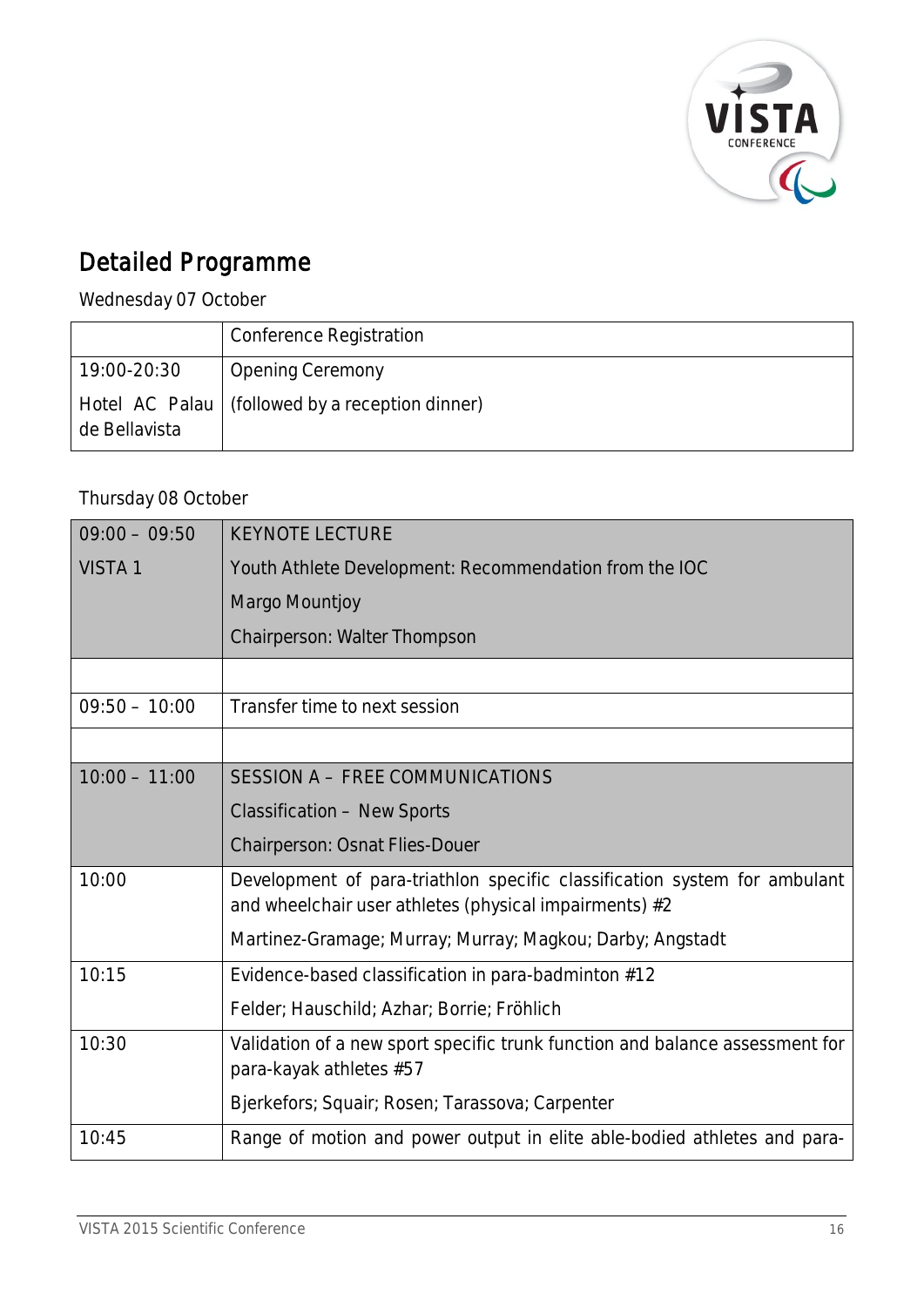# Detailed Programme

Wednesday 07 October

| | |
|---|---|
| | Conference Registration |
| 19:00-20:30 | Opening Ceremony |
| Hotel AC Palau de Bellavista | (followed by a reception dinner) |

Thursday 08 October

| | |
|---|---|
| 09:00 – 09:50 | KEYNOTE LECTURE |
| VISTA 1 | Youth Athlete Development: Recommendation from the IOC |
| | Margo Mountjoy |
| | Chairperson: Walter Thompson |
| | |
| 09:50 – 10:00 | Transfer time to next session |
| | |
| 10:00 – 11:00 | SESSION A – FREE COMMUNICATIONS |
| | Classification – New Sports |
| | Chairperson: Osnat Flies-Douer |
| 10:00 | Development of para-triathlon specific classification system for ambulant and wheelchair user athletes (physical impairments) #2 |
| | Martinez-Gramage; Murray; Murray; Magkou; Darby; Angstadt |
| 10:15 | Evidence-based classification in para-badminton #12 |
| | Felder; Hauschild; Azhar; Borrie; Fröhlich |
| 10:30 | Validation of a new sport specific trunk function and balance assessment for para-kayak athletes #57 |
| | Bjerkefors; Squair; Rosen; Tarassova; Carpenter |
| 10:45 | Range of motion and power output in elite able-bodied athletes and para- |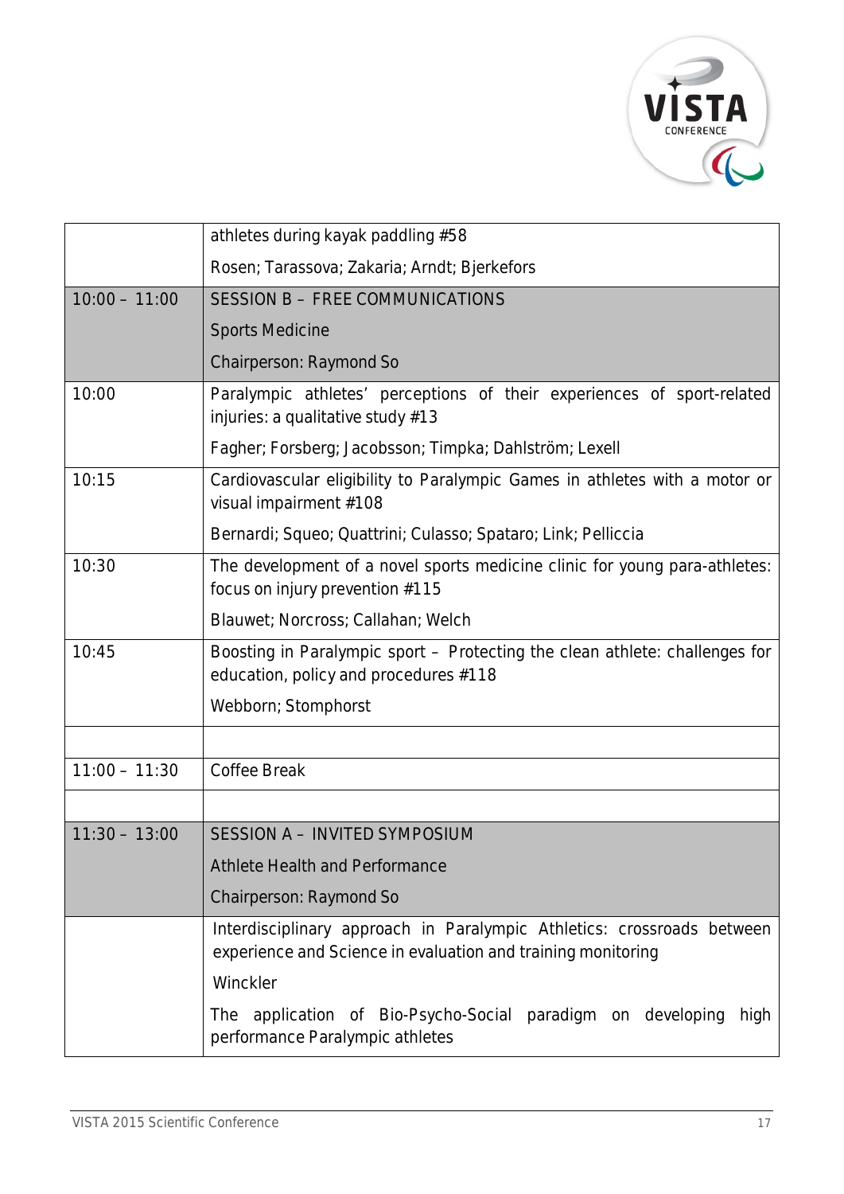| | |
|---|---|
| | athletes during kayak paddling #58<br><br>Rosen; Tarassova; Zakaria; Arndt; Bjerkefors |
| 10:00 – 11:00 | SESSION B – FREE COMMUNICATIONS<br><br>Sports Medicine<br><br>Chairperson: Raymond So |
| 10:00 | Paralympic athletes' perceptions of their experiences of sport-related injuries: a qualitative study #13<br><br>Fagher; Forsberg; Jacobsson; Timpka; Dahlström; Lexell |
| 10:15 | Cardiovascular eligibility to Paralympic Games in athletes with a motor or visual impairment #108<br><br>Bernardi; Squeo; Quattrini; Culasso; Spataro; Link; Pelliccia |
| 10:30 | The development of a novel sports medicine clinic for young para-athletes: focus on injury prevention #115<br><br>Blauwet; Norcross; Callahan; Welch |
| 10:45 | Boosting in Paralympic sport – Protecting the clean athlete: challenges for education, policy and procedures #118<br><br>Webborn; Stomphorst |
| | |
| 11:00 – 11:30 | Coffee Break |
| | |
| 11:30 – 13:00 | SESSION A – INVITED SYMPOSIUM<br><br>Athlete Health and Performance<br><br>Chairperson: Raymond So |
| | Interdisciplinary approach in Paralympic Athletics: crossroads between experience and Science in evaluation and training monitoring<br><br>Winckler<br><br>The application of Bio-Psycho-Social paradigm on developing high performance Paralympic athletes |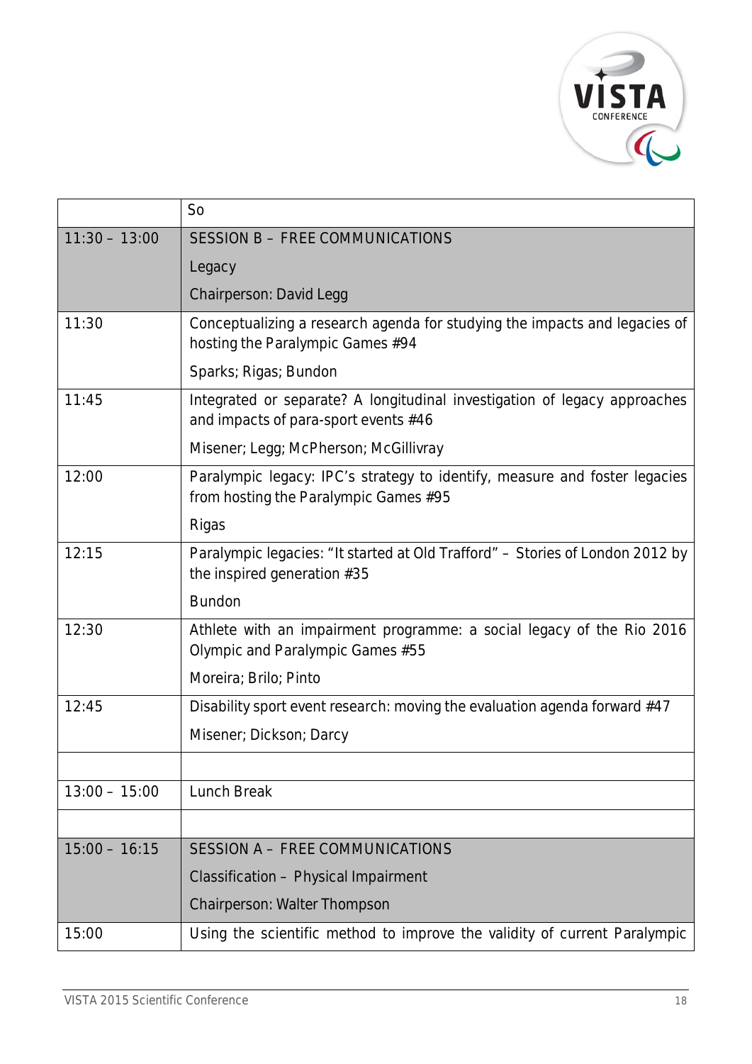|  | So |
|---|---|
| 11:30 – 13:00 | SESSION B – FREE COMMUNICATIONS<br>Legacy<br>Chairperson: David Legg |
| 11:30 | Conceptualizing a research agenda for studying the impacts and legacies of hosting the Paralympic Games #94<br>Sparks; Rigas; Bundon |
| 11:45 | Integrated or separate? A longitudinal investigation of legacy approaches and impacts of para-sport events #46<br>Misener; Legg; McPherson; McGillivray |
| 12:00 | Paralympic legacy: IPC's strategy to identify, measure and foster legacies from hosting the Paralympic Games #95<br>Rigas |
| 12:15 | Paralympic legacies: "It started at Old Trafford" – Stories of London 2012 by the inspired generation #35<br>Bundon |
| 12:30 | Athlete with an impairment programme: a social legacy of the Rio 2016 Olympic and Paralympic Games #55<br>Moreira; Brilo; Pinto |
| 12:45 | Disability sport event research: moving the evaluation agenda forward #47<br>Misener; Dickson; Darcy |
|  |  |
| 13:00 – 15:00 | Lunch Break |
|  |  |
| 15:00 – 16:15 | SESSION A – FREE COMMUNICATIONS<br>Classification – Physical Impairment<br>Chairperson: Walter Thompson |
| 15:00 | Using the scientific method to improve the validity of current Paralympic |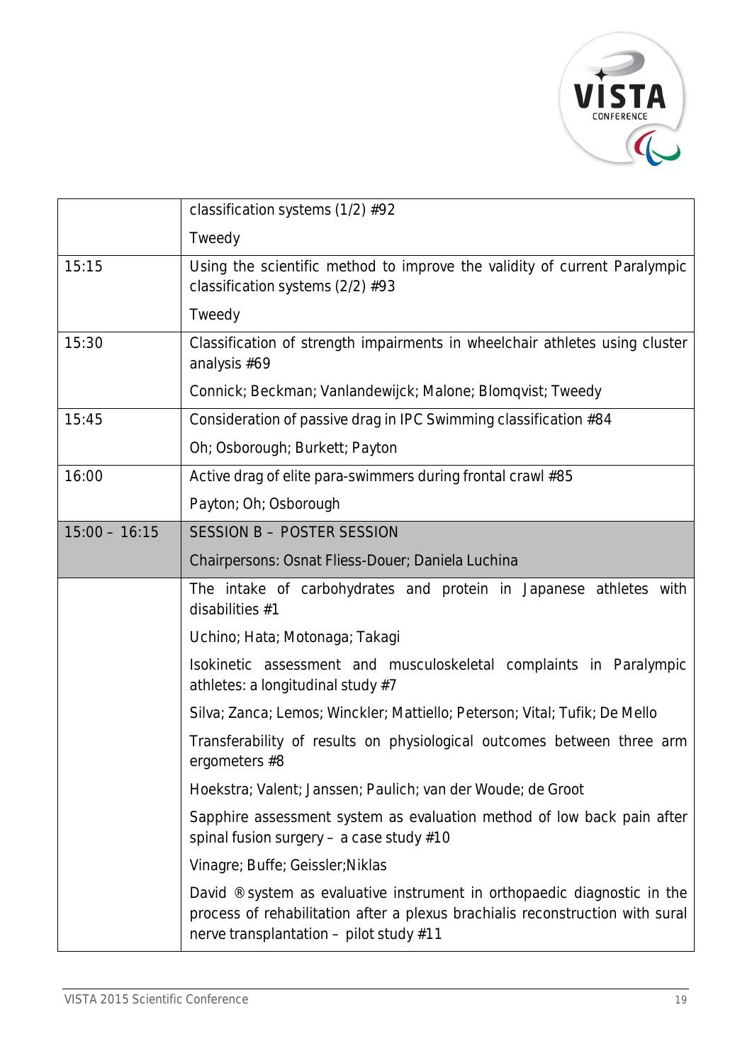| | |
|---|---|
| | classification systems (1/2) #92<br><br>Tweedy |
| 15:15 | Using the scientific method to improve the validity of current Paralympic classification systems (2/2) #93<br><br>Tweedy |
| 15:30 | Classification of strength impairments in wheelchair athletes using cluster analysis #69<br><br>Connick; Beckman; Vanlandewijck; Malone; Blomqvist; Tweedy |
| 15:45 | Consideration of passive drag in IPC Swimming classification #84<br><br>Oh; Osborough; Burkett; Payton |
| 16:00 | Active drag of elite para-swimmers during frontal crawl #85<br><br>Payton; Oh; Osborough |
| 15:00 – 16:15 | SESSION B – POSTER SESSION<br><br>Chairpersons: Osnat Fliess-Douer; Daniela Luchina |
| | The intake of carbohydrates and protein in Japanese athletes with disabilities #1<br><br>Uchino; Hata; Motonaga; Takagi<br><br>Isokinetic assessment and musculoskeletal complaints in Paralympic athletes: a longitudinal study #7<br><br>Silva; Zanca; Lemos; Winckler; Mattiello; Peterson; Vital; Tufik; De Mello<br><br>Transferability of results on physiological outcomes between three arm ergometers #8<br><br>Hoekstra; Valent; Janssen; Paulich; van der Woude; de Groot<br><br>Sapphire assessment system as evaluation method of low back pain after spinal fusion surgery – a case study #10<br><br>Vinagre; Buffe; Geissler;Niklas<br><br>David ® system as evaluative instrument in orthopaedic diagnostic in the process of rehabilitation after a plexus brachialis reconstruction with sural nerve transplantation – pilot study #11 |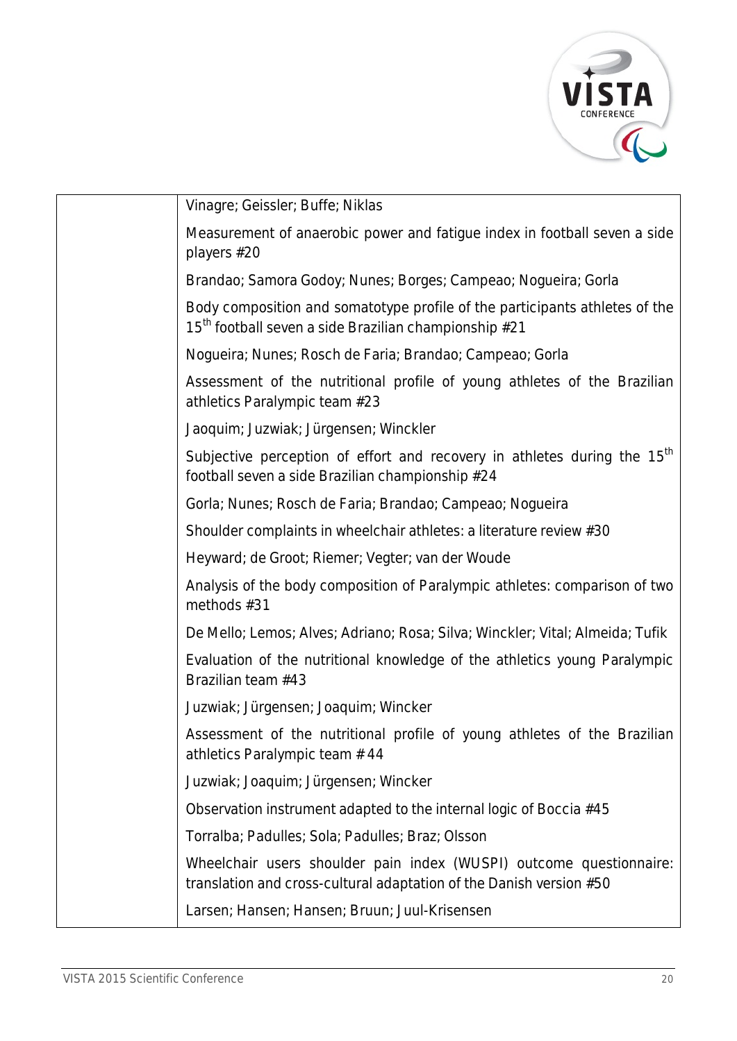| | |
|---|---|
| | Vinagre; Geissler; Buffe; Niklas |
| | Measurement of anaerobic power and fatigue index in football seven a side players #20 |
| | Brandao; Samora Godoy; Nunes; Borges; Campeao; Nogueira; Gorla |
| | Body composition and somatotype profile of the participants athletes of the 15th football seven a side Brazilian championship #21 |
| | Nogueira; Nunes; Rosch de Faria; Brandao; Campeao; Gorla |
| | Assessment of the nutritional profile of young athletes of the Brazilian athletics Paralympic team #23 |
| | Jaoquim; Juzwiak; Jürgensen; Winckler |
| | Subjective perception of effort and recovery in athletes during the 15th football seven a side Brazilian championship #24 |
| | Gorla; Nunes; Rosch de Faria; Brandao; Campeao; Nogueira |
| | Shoulder complaints in wheelchair athletes: a literature review #30 |
| | Heyward; de Groot; Riemer; Vegter; van der Woude |
| | Analysis of the body composition of Paralympic athletes: comparison of two methods #31 |
| | De Mello; Lemos; Alves; Adriano; Rosa; Silva; Winckler; Vital; Almeida; Tufik |
| | Evaluation of the nutritional knowledge of the athletics young Paralympic Brazilian team #43 |
| | Juzwiak; Jürgensen; Joaquim; Wincker |
| | Assessment of the nutritional profile of young athletes of the Brazilian athletics Paralympic team # 44 |
| | Juzwiak; Joaquim; Jürgensen; Wincker |
| | Observation instrument adapted to the internal logic of Boccia #45 |
| | Torralba; Padulles; Sola; Padulles; Braz; Olsson |
| | Wheelchair users shoulder pain index (WUSPI) outcome questionnaire: translation and cross-cultural adaptation of the Danish version #50 |
| | Larsen; Hansen; Hansen; Bruun; Juul-Krisensen |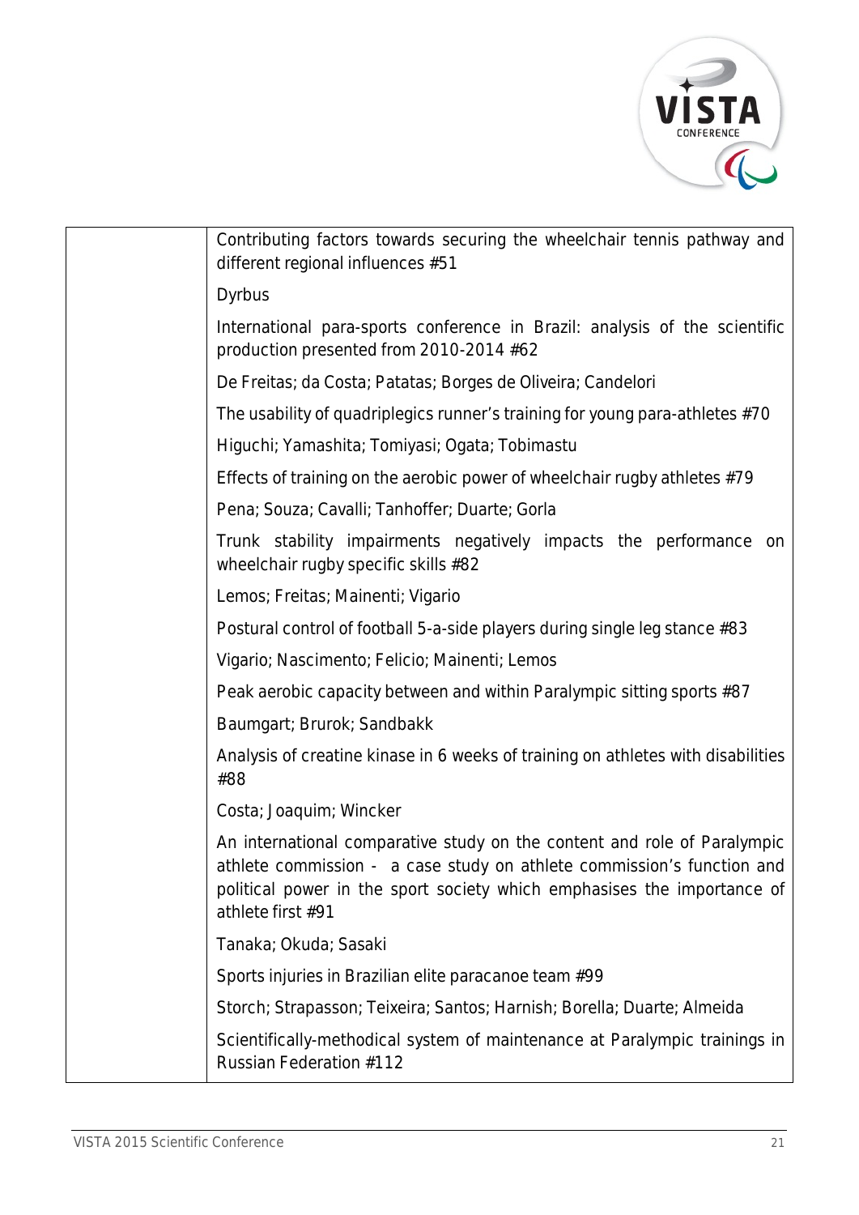| | |
|---|---|
| | Contributing factors towards securing the wheelchair tennis pathway and different regional influences #51<br><br>Dyrbus<br><br>International para-sports conference in Brazil: analysis of the scientific production presented from 2010-2014 #62<br><br>De Freitas; da Costa; Patatas; Borges de Oliveira; Candelori<br><br>The usability of quadriplegics runner's training for young para-athletes #70<br><br>Higuchi; Yamashita; Tomiyasi; Ogata; Tobimastu<br><br>Effects of training on the aerobic power of wheelchair rugby athletes #79<br><br>Pena; Souza; Cavalli; Tanhoffer; Duarte; Gorla<br><br>Trunk stability impairments negatively impacts the performance on wheelchair rugby specific skills #82<br><br>Lemos; Freitas; Mainenti; Vigario<br><br>Postural control of football 5-a-side players during single leg stance #83<br><br>Vigario; Nascimento; Felicio; Mainenti; Lemos<br><br>Peak aerobic capacity between and within Paralympic sitting sports #87<br><br>Baumgart; Brurok; Sandbakk<br><br>Analysis of creatine kinase in 6 weeks of training on athletes with disabilities #88<br><br>Costa; Joaquim; Wincker<br><br>An international comparative study on the content and role of Paralympic athlete commission - a case study on athlete commission's function and political power in the sport society which emphasises the importance of athlete first #91<br><br>Tanaka; Okuda; Sasaki<br><br>Sports injuries in Brazilian elite paracanoe team #99<br><br>Storch; Strapasson; Teixeira; Santos; Harnish; Borella; Duarte; Almeida<br><br>Scientifically-methodical system of maintenance at Paralympic trainings in Russian Federation #112 |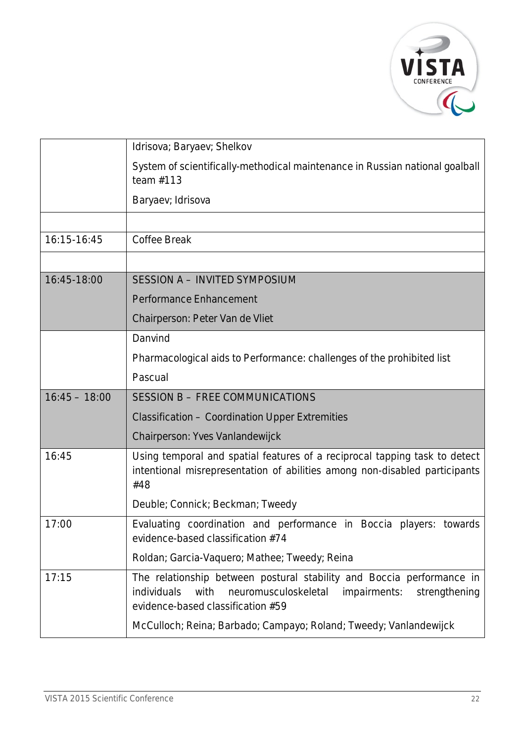| | |
|---|---|
| | Idrisova; Baryaev; Shelkov |
| | System of scientifically-methodical maintenance in Russian national goalball team #113 |
| | Baryaev; Idrisova |
| | |
| 16:15-16:45 | Coffee Break |
| | |
| 16:45-18:00 | SESSION A – INVITED SYMPOSIUM |
| | Performance Enhancement |
| | Chairperson: Peter Van de Vliet |
| | Danvind |
| | Pharmacological aids to Performance: challenges of the prohibited list |
| | Pascual |
| 16:45 – 18:00 | SESSION B – FREE COMMUNICATIONS |
| | Classification – Coordination Upper Extremities |
| | Chairperson: Yves Vanlandewijck |
| 16:45 | Using temporal and spatial features of a reciprocal tapping task to detect intentional misrepresentation of abilities among non-disabled participants #48 |
| | Deuble; Connick; Beckman; Tweedy |
| 17:00 | Evaluating coordination and performance in Boccia players: towards evidence-based classification #74 |
| | Roldan; Garcia-Vaquero; Mathee; Tweedy; Reina |
| 17:15 | The relationship between postural stability and Boccia performance in individuals with neuromusculoskeletal impairments: strengthening evidence-based classification #59 |
| | McCulloch; Reina; Barbado; Campayo; Roland; Tweedy; Vanlandewijck |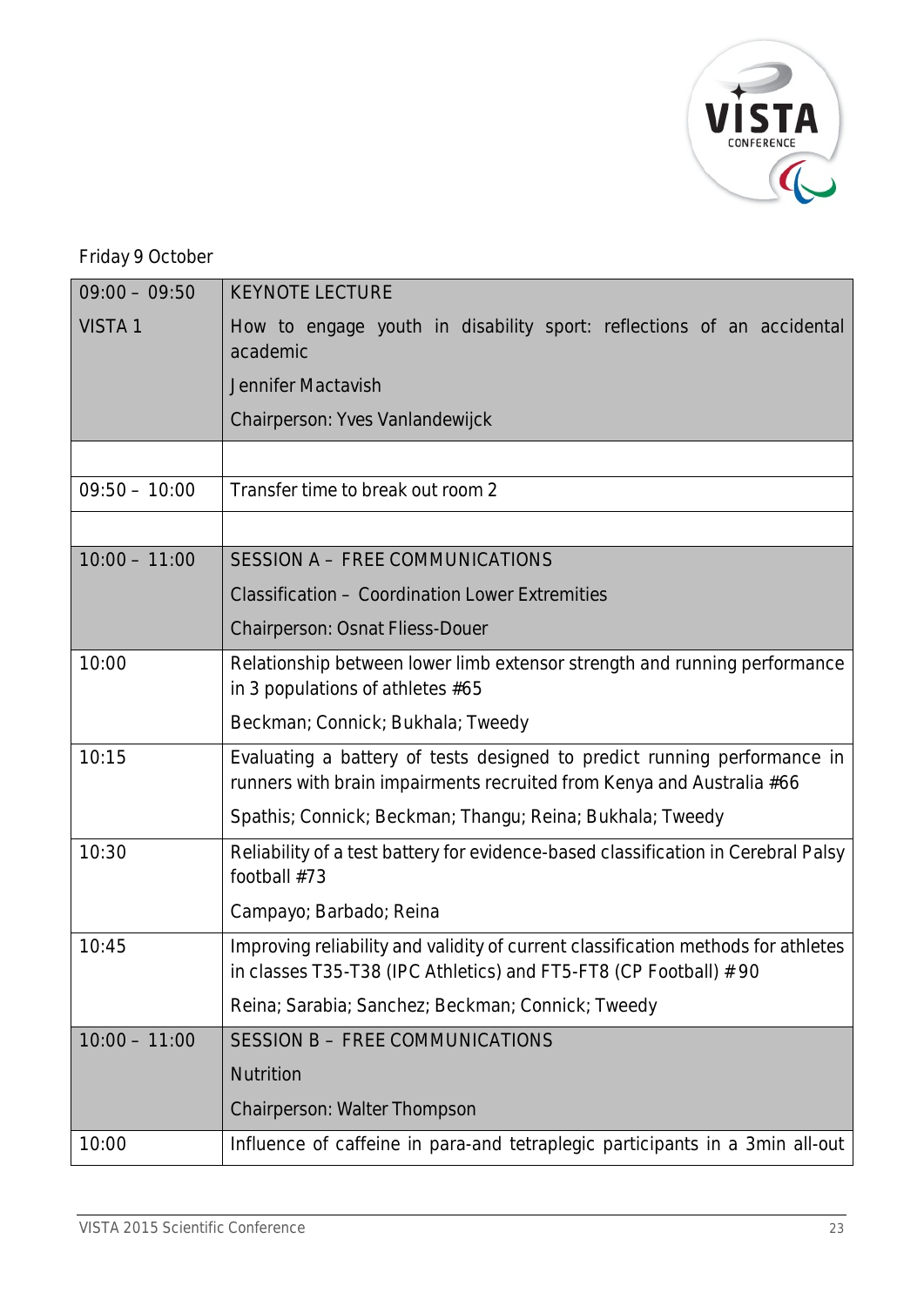Friday 9 October

| | |
|---|---|
| 09:00 – 09:50 | KEYNOTE LECTURE |
| VISTA 1 | How to engage youth in disability sport: reflections of an accidental academic<br>Jennifer Mactavish<br>Chairperson: Yves Vanlandewijck |
| | |
| 09:50 – 10:00 | Transfer time to break out room 2 |
| | |
| 10:00 – 11:00 | SESSION A – FREE COMMUNICATIONS<br>Classification – Coordination Lower Extremities<br>Chairperson: Osnat Fliess-Douer |
| 10:00 | Relationship between lower limb extensor strength and running performance in 3 populations of athletes #65<br>Beckman; Connick; Bukhala; Tweedy |
| 10:15 | Evaluating a battery of tests designed to predict running performance in runners with brain impairments recruited from Kenya and Australia #66<br>Spathis; Connick; Beckman; Thangu; Reina; Bukhala; Tweedy |
| 10:30 | Reliability of a test battery for evidence-based classification in Cerebral Palsy football #73<br>Campayo; Barbado; Reina |
| 10:45 | Improving reliability and validity of current classification methods for athletes in classes T35-T38 (IPC Athletics) and FT5-FT8 (CP Football) #90<br>Reina; Sarabia; Sanchez; Beckman; Connick; Tweedy |
| 10:00 – 11:00 | SESSION B – FREE COMMUNICATIONS<br>Nutrition<br>Chairperson: Walter Thompson |
| 10:00 | Influence of caffeine in para-and tetraplegic participants in a 3min all-out |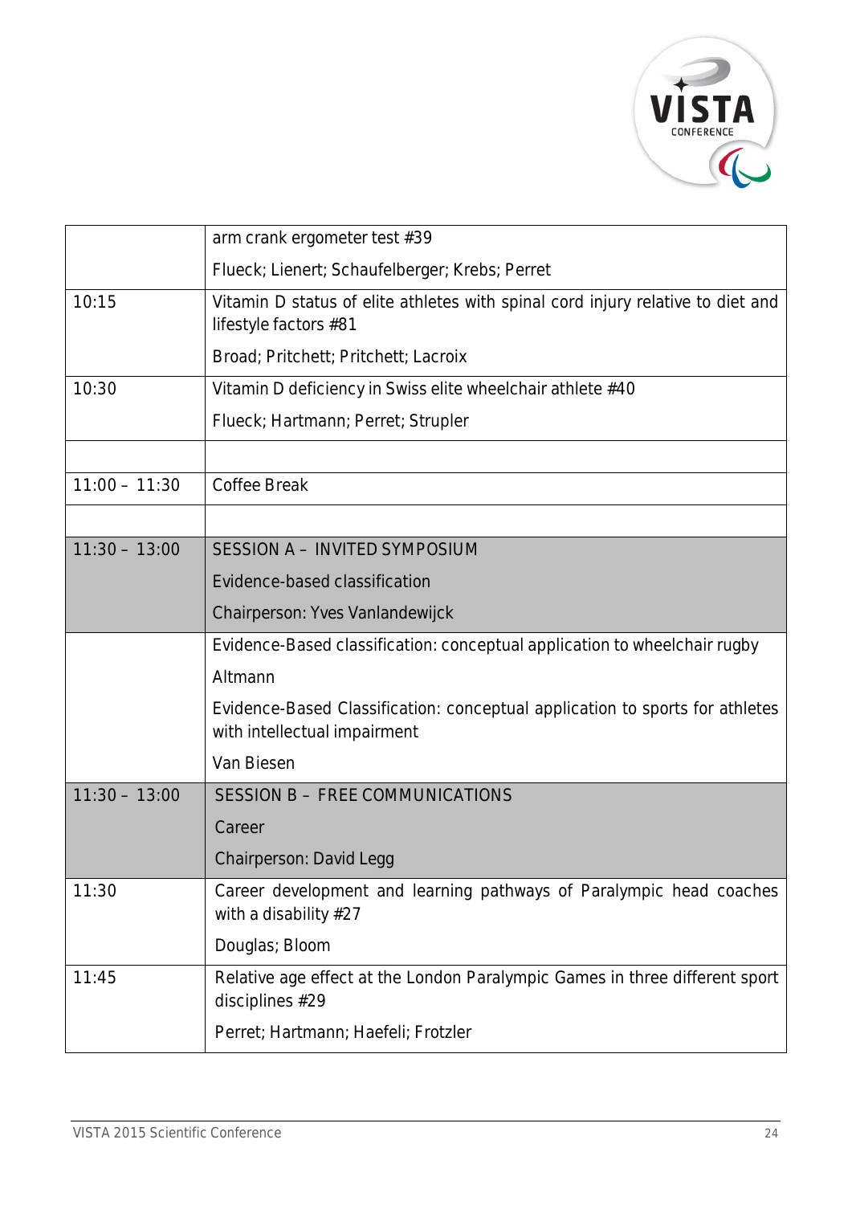| | |
|---|---|
| | arm crank ergometer test #39<br>Flueck; Lienert; Schaufelberger; Krebs; Perret |
| 10:15 | Vitamin D status of elite athletes with spinal cord injury relative to diet and lifestyle factors #81<br>Broad; Pritchett; Pritchett; Lacroix |
| 10:30 | Vitamin D deficiency in Swiss elite wheelchair athlete #40<br>Flueck; Hartmann; Perret; Strupler |
| | |
| 11:00 – 11:30 | Coffee Break |
| | |
| 11:30 – 13:00 | SESSION A – INVITED SYMPOSIUM<br>Evidence-based classification<br>Chairperson: Yves Vanlandewijck |
| | Evidence-Based classification: conceptual application to wheelchair rugby<br>Altmann<br>Evidence-Based Classification: conceptual application to sports for athletes with intellectual impairment<br>Van Biesen |
| 11:30 – 13:00 | SESSION B – FREE COMMUNICATIONS<br>Career<br>Chairperson: David Legg |
| 11:30 | Career development and learning pathways of Paralympic head coaches with a disability #27<br>Douglas; Bloom |
| 11:45 | Relative age effect at the London Paralympic Games in three different sport disciplines #29<br>Perret; Hartmann; Haefeli; Frotzler |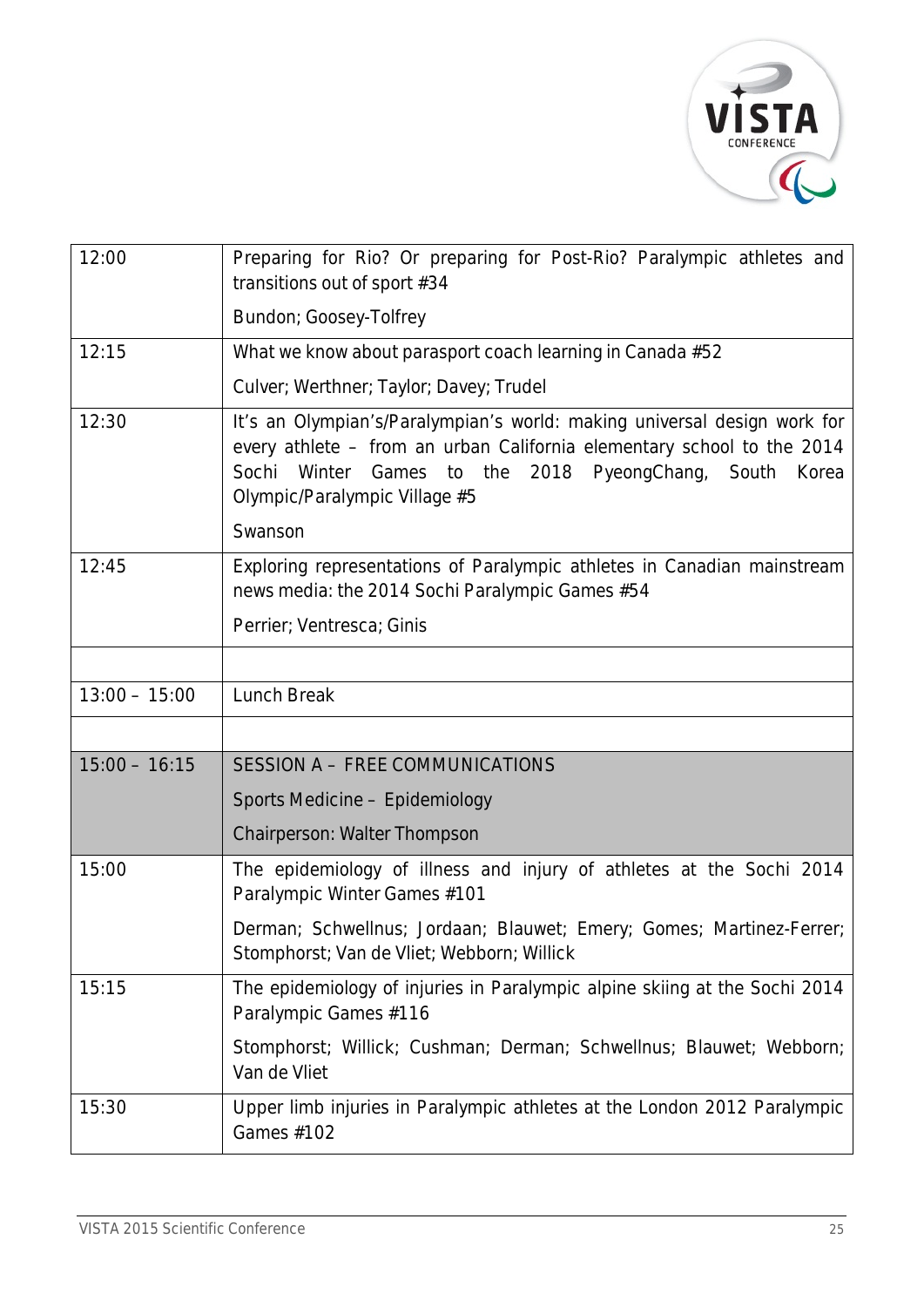| | |
|---|---|
| 12:00 | Preparing for Rio? Or preparing for Post-Rio? Paralympic athletes and transitions out of sport #34<br><br>Bundon; Goosey-Tolfrey |
| 12:15 | What we know about parasport coach learning in Canada #52<br><br>Culver; Werthner; Taylor; Davey; Trudel |
| 12:30 | It's an Olympian's/Paralympian's world: making universal design work for every athlete – from an urban California elementary school to the 2014 Sochi Winter Games to the 2018 PyeongChang, South Korea Olympic/Paralympic Village #5<br><br>Swanson |
| 12:45 | Exploring representations of Paralympic athletes in Canadian mainstream news media: the 2014 Sochi Paralympic Games #54<br><br>Perrier; Ventresca; Ginis |
| | |
| 13:00 – 15:00 | Lunch Break |
| | |
| 15:00 – 16:15 | SESSION A – FREE COMMUNICATIONS<br><br>Sports Medicine – Epidemiology<br><br>Chairperson: Walter Thompson |
| 15:00 | The epidemiology of illness and injury of athletes at the Sochi 2014 Paralympic Winter Games #101<br><br>Derman; Schwellnus; Jordaan; Blauwet; Emery; Gomes; Martinez-Ferrer; Stomphorst; Van de Vliet; Webborn; Willick |
| 15:15 | The epidemiology of injuries in Paralympic alpine skiing at the Sochi 2014 Paralympic Games #116<br><br>Stomphorst; Willick; Cushman; Derman; Schwellnus; Blauwet; Webborn; Van de Vliet |
| 15:30 | Upper limb injuries in Paralympic athletes at the London 2012 Paralympic Games #102 |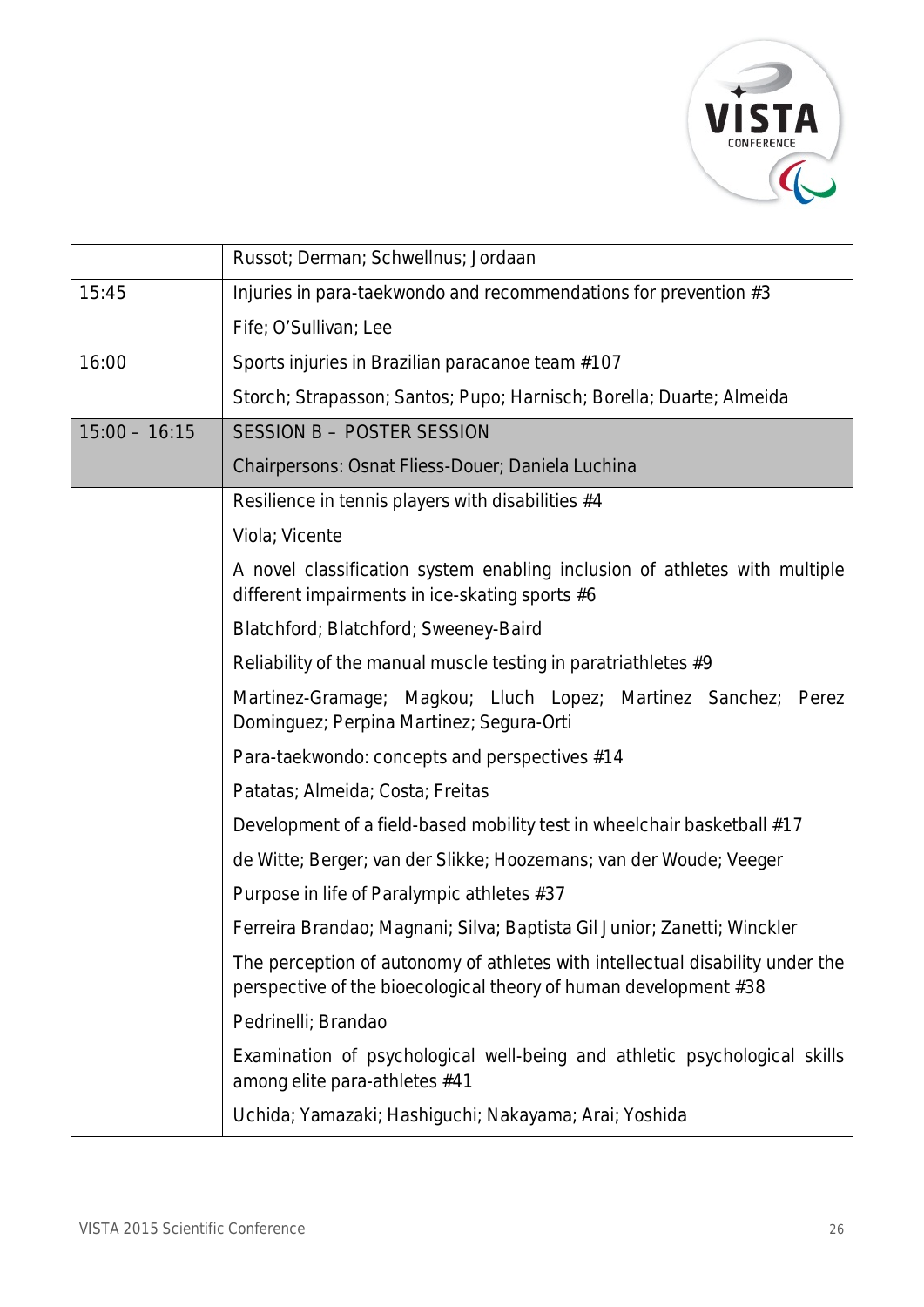|  |  |
|---|---|
|  | Russot; Derman; Schwellnus; Jordaan |
| 15:45 | Injuries in para-taekwondo and recommendations for prevention #3 |
|  | Fife; O'Sullivan; Lee |
| 16:00 | Sports injuries in Brazilian paracanoe team #107 |
|  | Storch; Strapasson; Santos; Pupo; Harnisch; Borella; Duarte; Almeida |
| 15:00 – 16:15 | **SESSION B – POSTER SESSION** |
|  | Chairpersons: Osnat Fliess-Douer; Daniela Luchina |
|  | Resilience in tennis players with disabilities #4 |
|  | Viola; Vicente |
|  | A novel classification system enabling inclusion of athletes with multiple different impairments in ice-skating sports #6 |
|  | Blatchford; Blatchford; Sweeney-Baird |
|  | Reliability of the manual muscle testing in paratriathletes #9 |
|  | Martinez-Gramage; Magkou; Lluch Lopez; Martinez Sanchez; Perez Dominguez; Perpina Martinez; Segura-Orti |
|  | Para-taekwondo: concepts and perspectives #14 |
|  | Patatas; Almeida; Costa; Freitas |
|  | Development of a field-based mobility test in wheelchair basketball #17 |
|  | de Witte; Berger; van der Slikke; Hoozemans; van der Woude; Veeger |
|  | Purpose in life of Paralympic athletes #37 |
|  | Ferreira Brandao; Magnani; Silva; Baptista Gil Junior; Zanetti; Winckler |
|  | The perception of autonomy of athletes with intellectual disability under the perspective of the bioecological theory of human development #38 |
|  | Pedrinelli; Brandao |
|  | Examination of psychological well-being and athletic psychological skills among elite para-athletes #41 |
|  | Uchida; Yamazaki; Hashiguchi; Nakayama; Arai; Yoshida |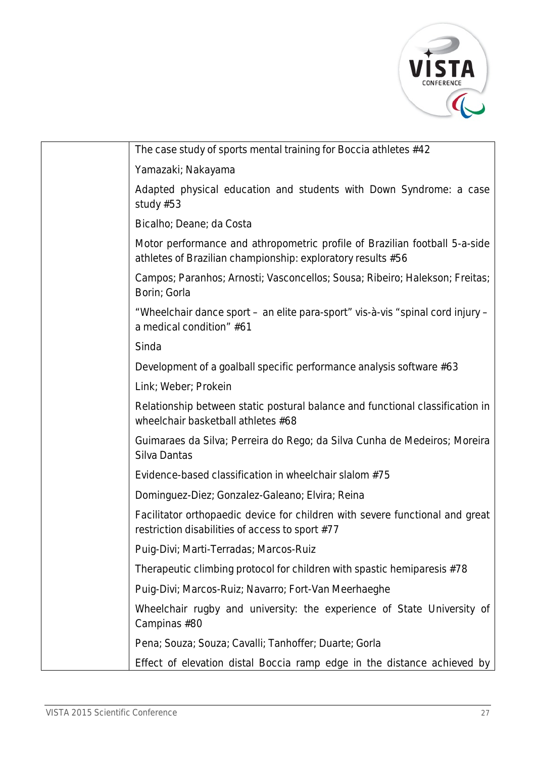| | |
|---|---|
| | The case study of sports mental training for Boccia athletes #42 |
| | Yamazaki; Nakayama |
| | Adapted physical education and students with Down Syndrome: a case study #53 |
| | Bicalho; Deane; da Costa |
| | Motor performance and athropometric profile of Brazilian football 5-a-side athletes of Brazilian championship: exploratory results #56 |
| | Campos; Paranhos; Arnosti; Vasconcellos; Sousa; Ribeiro; Halekson; Freitas; Borin; Gorla |
| | "Wheelchair dance sport – an elite para-sport" vis-à-vis "spinal cord injury – a medical condition" #61 |
| | Sinda |
| | Development of a goalball specific performance analysis software #63 |
| | Link; Weber; Prokein |
| | Relationship between static postural balance and functional classification in wheelchair basketball athletes #68 |
| | Guimaraes da Silva; Perreira do Rego; da Silva Cunha de Medeiros; Moreira Silva Dantas |
| | Evidence-based classification in wheelchair slalom #75 |
| | Dominguez-Diez; Gonzalez-Galeano; Elvira; Reina |
| | Facilitator orthopaedic device for children with severe functional and great restriction disabilities of access to sport #77 |
| | Puig-Divi; Marti-Terradas; Marcos-Ruiz |
| | Therapeutic climbing protocol for children with spastic hemiparesis #78 |
| | Puig-Divi; Marcos-Ruiz; Navarro; Fort-Van Meerhaeghe |
| | Wheelchair rugby and university: the experience of State University of Campinas #80 |
| | Pena; Souza; Souza; Cavalli; Tanhoffer; Duarte; Gorla |
| | Effect of elevation distal Boccia ramp edge in the distance achieved by |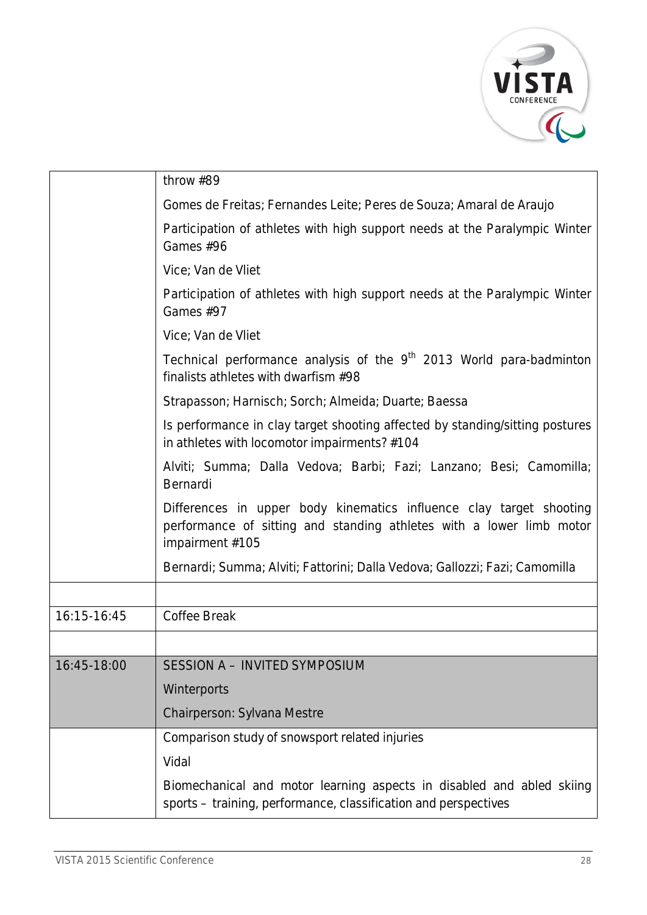| | |
|---|---|
| | throw #89 |
| | Gomes de Freitas; Fernandes Leite; Peres de Souza; Amaral de Araujo |
| | Participation of athletes with high support needs at the Paralympic Winter Games #96 |
| | Vice; Van de Vliet |
| | Participation of athletes with high support needs at the Paralympic Winter Games #97 |
| | Vice; Van de Vliet |
| | Technical performance analysis of the 9th 2013 World para-badminton finalists athletes with dwarfism #98 |
| | Strapasson; Harnisch; Sorch; Almeida; Duarte; Baessa |
| | Is performance in clay target shooting affected by standing/sitting postures in athletes with locomotor impairments? #104 |
| | Alviti; Summa; Dalla Vedova; Barbi; Fazi; Lanzano; Besi; Camomilla; Bernardi |
| | Differences in upper body kinematics influence clay target shooting performance of sitting and standing athletes with a lower limb motor impairment #105 |
| | Bernardi; Summa; Alviti; Fattorini; Dalla Vedova; Gallozzi; Fazi; Camomilla |
| | |
| 16:15-16:45 | Coffee Break |
| | |
| 16:45-18:00 | SESSION A – INVITED SYMPOSIUM |
| | Winterports |
| | Chairperson: Sylvana Mestre |
| | Comparison study of snowsport related injuries |
| | Vidal |
| | Biomechanical and motor learning aspects in disabled and abled skiing sports – training, performance, classification and perspectives |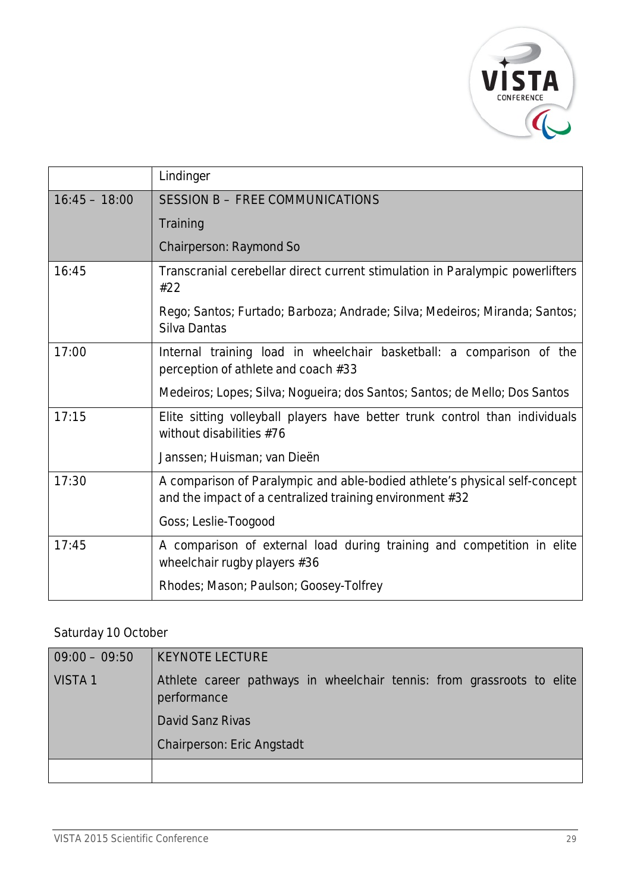| | |
|---|---|
| | Lindinger |
| 16:45 – 18:00 | SESSION B – FREE COMMUNICATIONS<br>Training<br>Chairperson: Raymond So |
| 16:45 | Transcranial cerebellar direct current stimulation in Paralympic powerlifters #22<br>Rego; Santos; Furtado; Barboza; Andrade; Silva; Medeiros; Miranda; Santos; Silva Dantas |
| 17:00 | Internal training load in wheelchair basketball: a comparison of the perception of athlete and coach #33<br>Medeiros; Lopes; Silva; Nogueira; dos Santos; Santos; de Mello; Dos Santos |
| 17:15 | Elite sitting volleyball players have better trunk control than individuals without disabilities #76<br>Janssen; Huisman; van Dieën |
| 17:30 | A comparison of Paralympic and able-bodied athlete's physical self-concept and the impact of a centralized training environment #32<br>Goss; Leslie-Toogood |
| 17:45 | A comparison of external load during training and competition in elite wheelchair rugby players #36<br>Rhodes; Mason; Paulson; Goosey-Tolfrey |

Saturday 10 October

| | |
|---|---|
| 09:00 – 09:50<br>VISTA 1 | KEYNOTE LECTURE<br>Athlete career pathways in wheelchair tennis: from grassroots to elite performance<br>David Sanz Rivas<br>Chairperson: Eric Angstadt |
| | |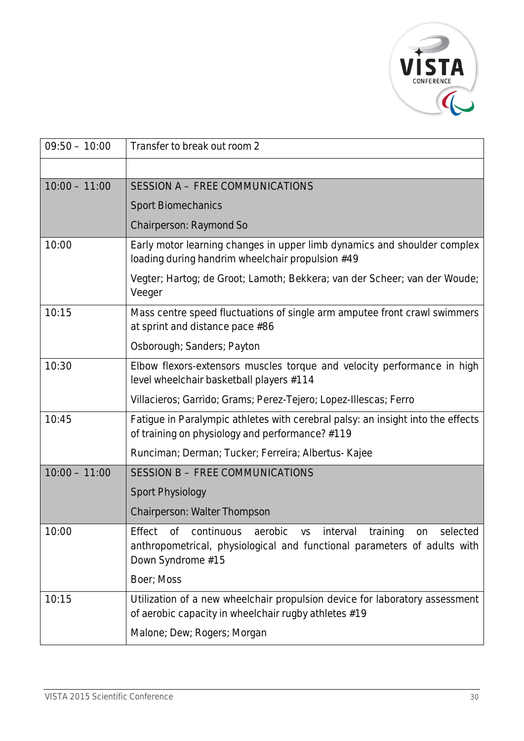| | |
|---|---|
| 09:50 – 10:00 | Transfer to break out room 2 |
| | |
| 10:00 – 11:00 | SESSION A – FREE COMMUNICATIONS<br>Sport Biomechanics<br>Chairperson: Raymond So |
| 10:00 | Early motor learning changes in upper limb dynamics and shoulder complex loading during handrim wheelchair propulsion #49<br>Vegter; Hartog; de Groot; Lamoth; Bekkera; van der Scheer; van der Woude; Veeger |
| 10:15 | Mass centre speed fluctuations of single arm amputee front crawl swimmers at sprint and distance pace #86<br>Osborough; Sanders; Payton |
| 10:30 | Elbow flexors-extensors muscles torque and velocity performance in high level wheelchair basketball players #114<br>Villacieros; Garrido; Grams; Perez-Tejero; Lopez-Illescas; Ferro |
| 10:45 | Fatigue in Paralympic athletes with cerebral palsy: an insight into the effects of training on physiology and performance? #119<br>Runciman; Derman; Tucker; Ferreira; Albertus- Kajee |
| 10:00 – 11:00 | SESSION B – FREE COMMUNICATIONS<br>Sport Physiology<br>Chairperson: Walter Thompson |
| 10:00 | Effect of continuous aerobic vs interval training on selected anthropometrical, physiological and functional parameters of adults with Down Syndrome #15<br>Boer; Moss |
| 10:15 | Utilization of a new wheelchair propulsion device for laboratory assessment of aerobic capacity in wheelchair rugby athletes #19<br>Malone; Dew; Rogers; Morgan |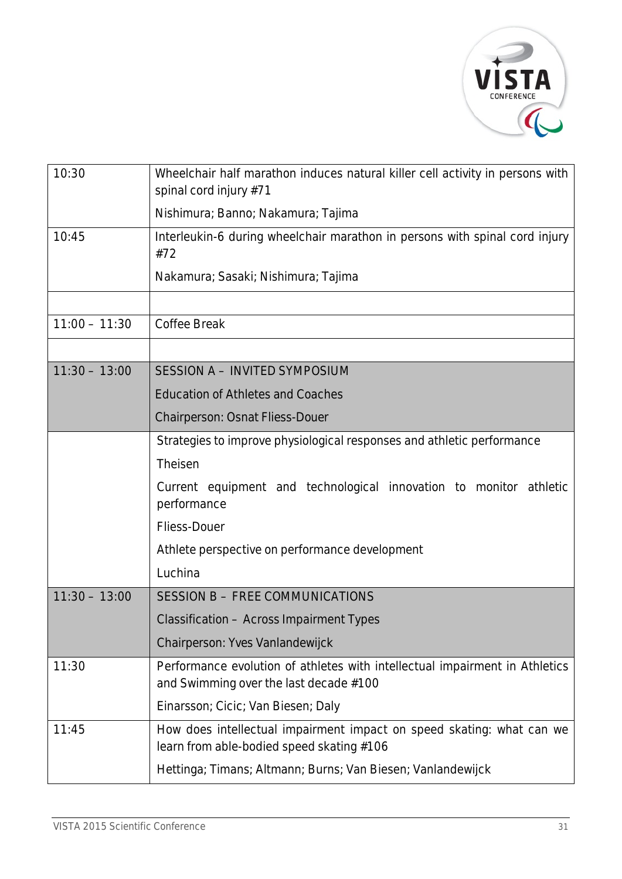| | |
|---|---|
| 10:30 | Wheelchair half marathon induces natural killer cell activity in persons with spinal cord injury #71<br>Nishimura; Banno; Nakamura; Tajima |
| 10:45 | Interleukin-6 during wheelchair marathon in persons with spinal cord injury #72<br>Nakamura; Sasaki; Nishimura; Tajima |
| | |
| 11:00 – 11:30 | Coffee Break |
| | |
| 11:30 – 13:00 | SESSION A – INVITED SYMPOSIUM<br>Education of Athletes and Coaches<br>Chairperson: Osnat Fliess-Douer |
| | Strategies to improve physiological responses and athletic performance<br>Theisen<br>Current equipment and technological innovation to monitor athletic performance<br>Fliess-Douer<br>Athlete perspective on performance development<br>Luchina |
| 11:30 – 13:00 | SESSION B – FREE COMMUNICATIONS<br>Classification – Across Impairment Types<br>Chairperson: Yves Vanlandewijck |
| 11:30 | Performance evolution of athletes with intellectual impairment in Athletics and Swimming over the last decade #100<br>Einarsson; Cicic; Van Biesen; Daly |
| 11:45 | How does intellectual impairment impact on speed skating: what can we learn from able-bodied speed skating #106<br>Hettinga; Timans; Altmann; Burns; Van Biesen; Vanlandewijck |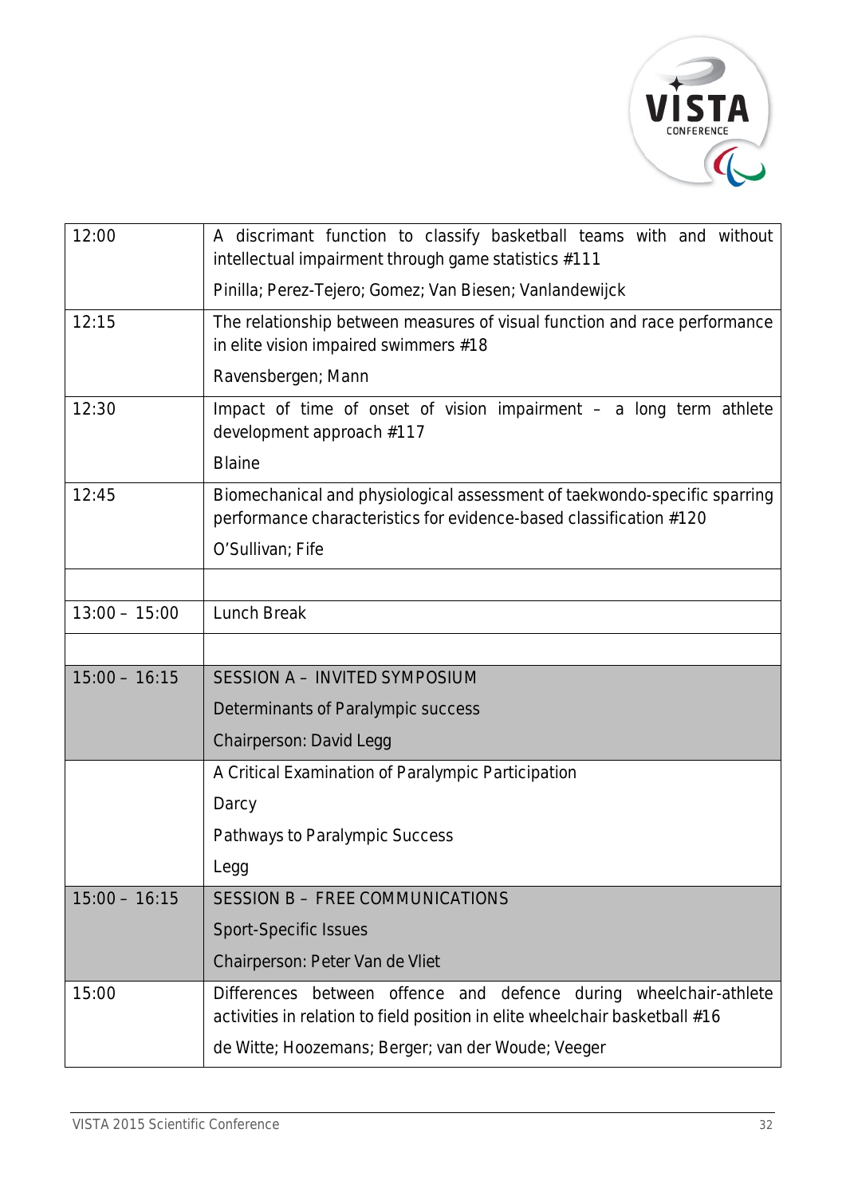| | |
|---|---|
| 12:00 | A discriminant function to classify basketball teams with and without intellectual impairment through game statistics #111<br><br>Pinilla; Perez-Tejero; Gomez; Van Biesen; Vanlandewijck |
| 12:15 | The relationship between measures of visual function and race performance in elite vision impaired swimmers #18<br><br>Ravensbergen; Mann |
| 12:30 | Impact of time of onset of vision impairment – a long term athlete development approach #117<br><br>Blaine |
| 12:45 | Biomechanical and physiological assessment of taekwondo-specific sparring performance characteristics for evidence-based classification #120<br><br>O'Sullivan; Fife |
| | |
| 13:00 – 15:00 | Lunch Break |
| | |
| 15:00 – 16:15 | SESSION A – INVITED SYMPOSIUM<br><br>Determinants of Paralympic success<br><br>Chairperson: David Legg |
| | A Critical Examination of Paralympic Participation<br><br>Darcy<br><br>Pathways to Paralympic Success<br><br>Legg |
| 15:00 – 16:15 | SESSION B – FREE COMMUNICATIONS<br><br>Sport-Specific Issues<br><br>Chairperson: Peter Van de Vliet |
| 15:00 | Differences between offence and defence during wheelchair-athlete activities in relation to field position in elite wheelchair basketball #16<br><br>de Witte; Hoozemans; Berger; van der Woude; Veeger |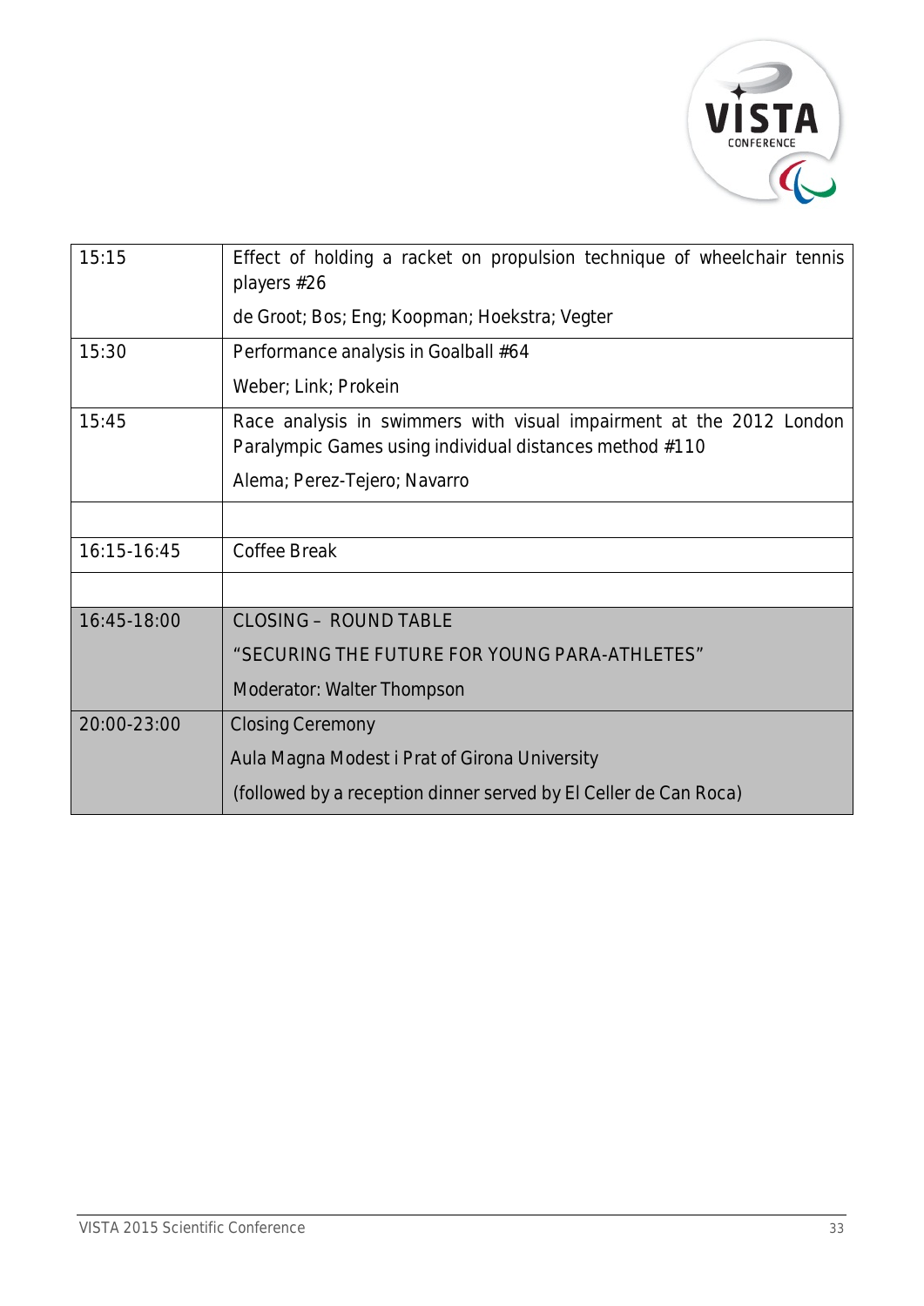| | |
|---|---|
| 15:15 | Effect of holding a racket on propulsion technique of wheelchair tennis players #26<br>de Groot; Bos; Eng; Koopman; Hoekstra; Vegter |
| 15:30 | Performance analysis in Goalball #64<br>Weber; Link; Prokein |
| 15:45 | Race analysis in swimmers with visual impairment at the 2012 London Paralympic Games using individual distances method #110<br>Alema; Perez-Tejero; Navarro |
| | |
| 16:15-16:45 | Coffee Break |
| | |
| 16:45-18:00 | CLOSING – ROUND TABLE<br>"SECURING THE FUTURE FOR YOUNG PARA-ATHLETES"<br>Moderator: Walter Thompson |
| 20:00-23:00 | Closing Ceremony<br>Aula Magna Modest i Prat of Girona University<br>(followed by a reception dinner served by El Celler de Can Roca) |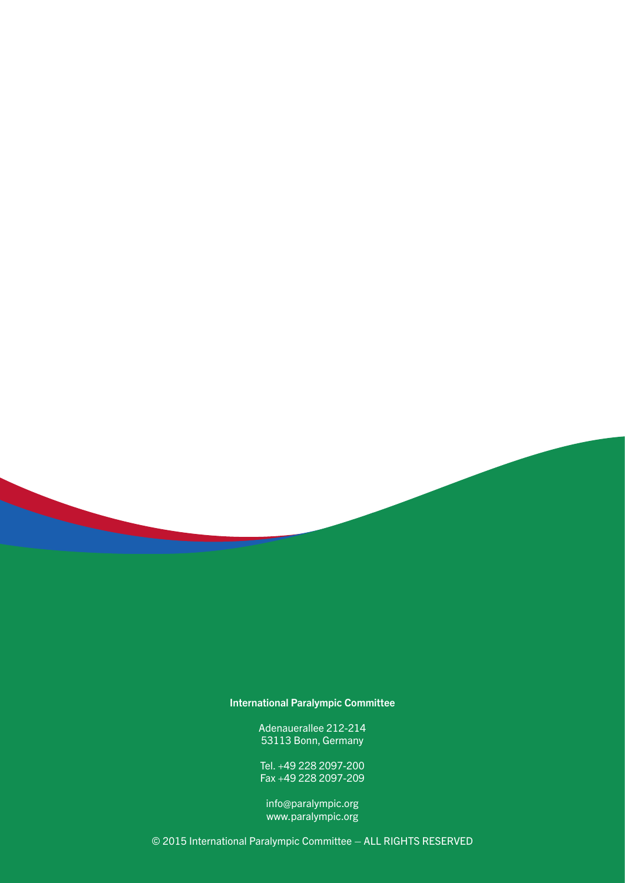**International Paralympic Committee**

Adenauerallee 212-214
53113 Bonn, Germany

Tel. +49 228 2097-200
Fax +49 228 2097-209

info@paralympic.org
www.paralympic.org

© 2015 International Paralympic Committee – ALL RIGHTS RESERVED